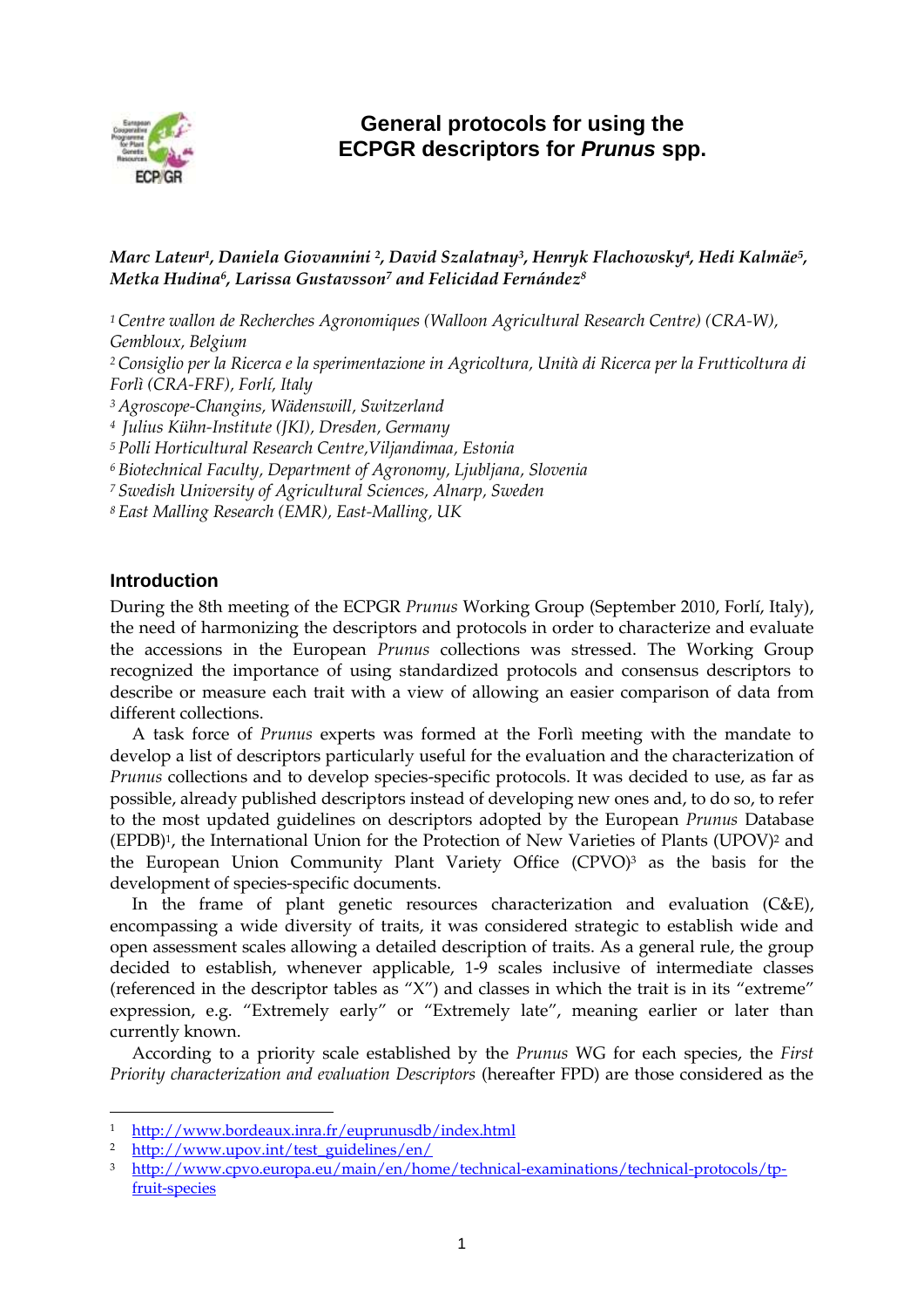# General protocols for using the ECPGR descriptors for *Prunus* spp.

***Marc Lateur[1], Daniela Giovannini [2], David Szalatnay[3], Henryk Flachowsky[4], Hedi Kalmäe[5], Metka Hudina[6], Larissa Gustavsson[7] and Felicidad Fernández[8]***

*[1] Centre wallon de Recherches Agronomiques (Walloon Agricultural Research Centre) (CRA-W), Gembloux, Belgium*
*[2] Consiglio per la Ricerca e la sperimentazione in Agricoltura, Unità di Ricerca per la Frutticoltura di Forlì (CRA-FRF), Forlí, Italy*
*[3] Agroscope-Changins, Wädenswill, Switzerland*
*[4] Julius Kühn-Institute (JKI), Dresden, Germany*
*[5] Polli Horticultural Research Centre,Viljandimaa, Estonia*
*[6] Biotechnical Faculty, Department of Agronomy, Ljubljana, Slovenia*
*[7] Swedish University of Agricultural Sciences, Alnarp, Sweden*
*[8] East Malling Research (EMR), East-Malling, UK*

## Introduction

During the 8th meeting of the ECPGR *Prunus* Working Group (September 2010, Forlí, Italy), the need of harmonizing the descriptors and protocols in order to characterize and evaluate the accessions in the European *Prunus* collections was stressed. The Working Group recognized the importance of using standardized protocols and consensus descriptors to describe or measure each trait with a view of allowing an easier comparison of data from different collections.

A task force of *Prunus* experts was formed at the Forlì meeting with the mandate to develop a list of descriptors particularly useful for the evaluation and the characterization of *Prunus* collections and to develop species-specific protocols. It was decided to use, as far as possible, already published descriptors instead of developing new ones and, to do so, to refer to the most updated guidelines on descriptors adopted by the European *Prunus* Database (EPDB)[1], the International Union for the Protection of New Varieties of Plants (UPOV)[2] and the European Union Community Plant Variety Office (CPVO)[3] as the basis for the development of species-specific documents.

In the frame of plant genetic resources characterization and evaluation (C&E), encompassing a wide diversity of traits, it was considered strategic to establish wide and open assessment scales allowing a detailed description of traits. As a general rule, the group decided to establish, whenever applicable, 1-9 scales inclusive of intermediate classes (referenced in the descriptor tables as "X") and classes in which the trait is in its "extreme" expression, e.g. "Extremely early" or "Extremely late", meaning earlier or later than currently known.

According to a priority scale established by the *Prunus* WG for each species, the *First Priority characterization and evaluation Descriptors* (hereafter FPD) are those considered as the

---

[1] http://www.bordeaux.inra.fr/euprunusdb/index.html
[2] http://www.upov.int/test_guidelines/en/
[3] http://www.cpvo.europa.eu/main/en/home/technical-examinations/technical-protocols/tp-fruit-species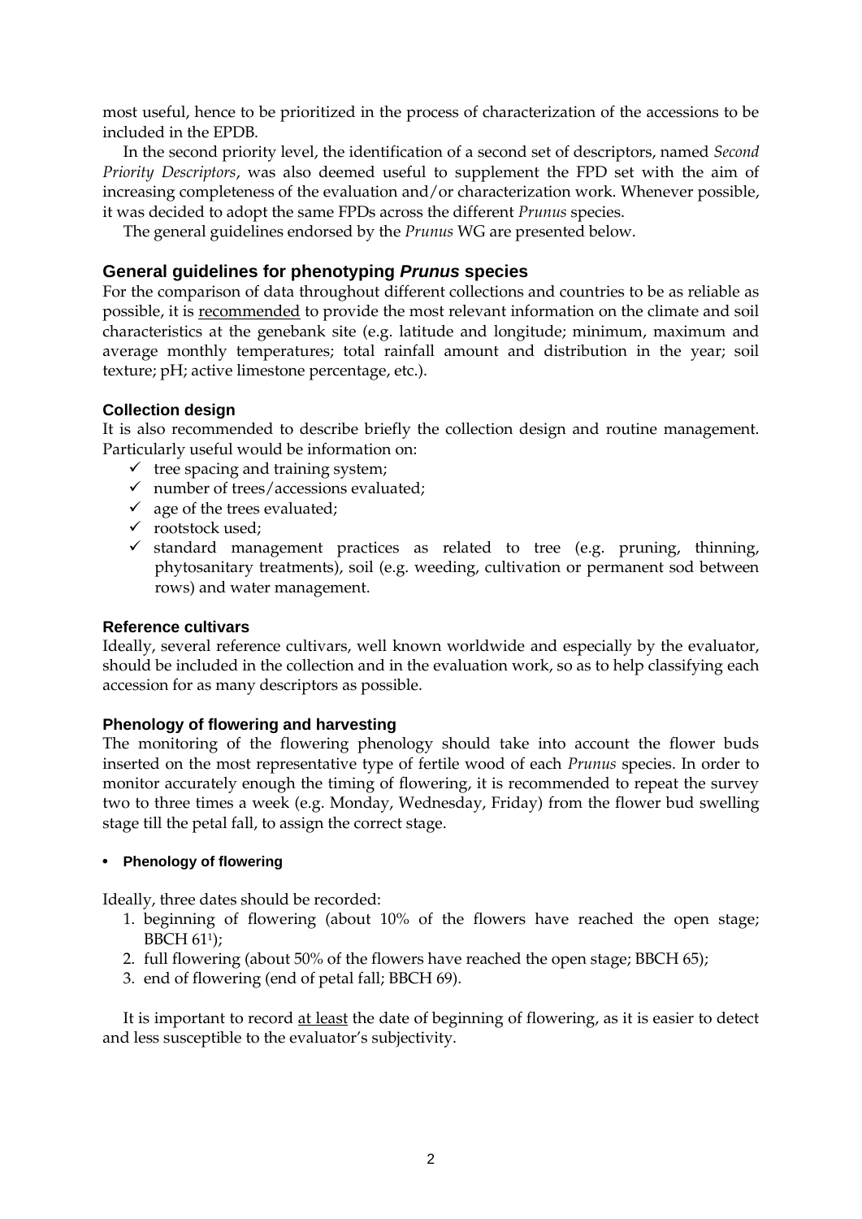most useful, hence to be prioritized in the process of characterization of the accessions to be included in the EPDB.

In the second priority level, the identification of a second set of descriptors, named *Second Priority Descriptors*, was also deemed useful to supplement the FPD set with the aim of increasing completeness of the evaluation and/or characterization work. Whenever possible, it was decided to adopt the same FPDs across the different *Prunus* species.

The general guidelines endorsed by the *Prunus* WG are presented below.

## General guidelines for phenotyping *Prunus* species

For the comparison of data throughout different collections and countries to be as reliable as possible, it is recommended to provide the most relevant information on the climate and soil characteristics at the genebank site (e.g. latitude and longitude; minimum, maximum and average monthly temperatures; total rainfall amount and distribution in the year; soil texture; pH; active limestone percentage, etc.).

### Collection design

It is also recommended to describe briefly the collection design and routine management. Particularly useful would be information on:

- ✓ tree spacing and training system;
- ✓ number of trees/accessions evaluated;
- ✓ age of the trees evaluated;
- ✓ rootstock used;
- ✓ standard management practices as related to tree (e.g. pruning, thinning, phytosanitary treatments), soil (e.g. weeding, cultivation or permanent sod between rows) and water management.

### Reference cultivars

Ideally, several reference cultivars, well known worldwide and especially by the evaluator, should be included in the collection and in the evaluation work, so as to help classifying each accession for as many descriptors as possible.

### Phenology of flowering and harvesting

The monitoring of the flowering phenology should take into account the flower buds inserted on the most representative type of fertile wood of each *Prunus* species. In order to monitor accurately enough the timing of flowering, it is recommended to repeat the survey two to three times a week (e.g. Monday, Wednesday, Friday) from the flower bud swelling stage till the petal fall, to assign the correct stage.

- **Phenology of flowering**

Ideally, three dates should be recorded:

1. beginning of flowering (about 10% of the flowers have reached the open stage; BBCH 61[1]);
2. full flowering (about 50% of the flowers have reached the open stage; BBCH 65);
3. end of flowering (end of petal fall; BBCH 69).

It is important to record at least the date of beginning of flowering, as it is easier to detect and less susceptible to the evaluator's subjectivity.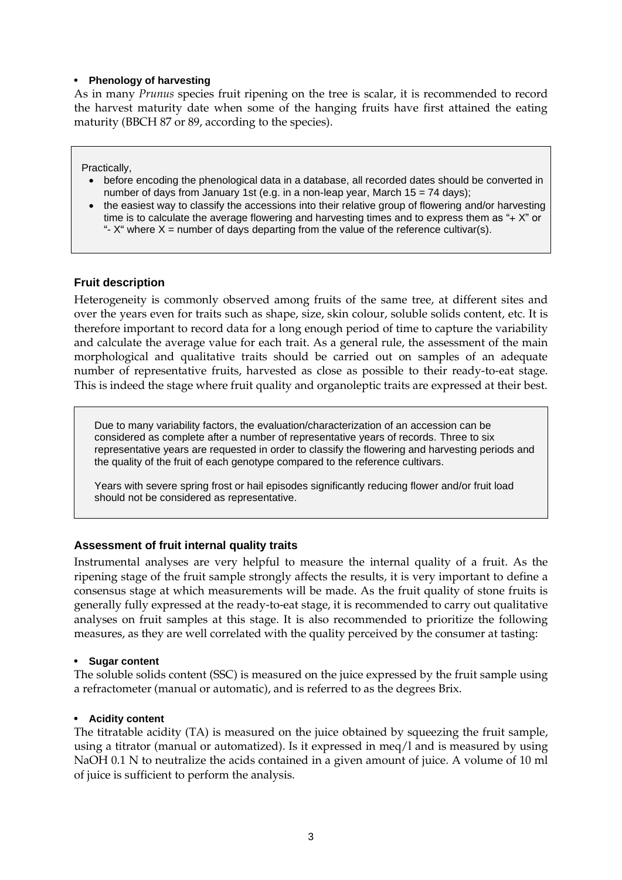- **Phenology of harvesting**

As in many *Prunus* species fruit ripening on the tree is scalar, it is recommended to record the harvest maturity date when some of the hanging fruits have first attained the eating maturity (BBCH 87 or 89, according to the species).

> Practically,
>
> - before encoding the phenological data in a database, all recorded dates should be converted in number of days from January 1st (e.g. in a non-leap year, March 15 = 74 days);
> - the easiest way to classify the accessions into their relative group of flowering and/or harvesting time is to calculate the average flowering and harvesting times and to express them as "+ X" or "- X" where X = number of days departing from the value of the reference cultivar(s).

### Fruit description

Heterogeneity is commonly observed among fruits of the same tree, at different sites and over the years even for traits such as shape, size, skin colour, soluble solids content, etc. It is therefore important to record data for a long enough period of time to capture the variability and calculate the average value for each trait. As a general rule, the assessment of the main morphological and qualitative traits should be carried out on samples of an adequate number of representative fruits, harvested as close as possible to their ready-to-eat stage. This is indeed the stage where fruit quality and organoleptic traits are expressed at their best.

> Due to many variability factors, the evaluation/characterization of an accession can be considered as complete after a number of representative years of records. Three to six representative years are requested in order to classify the flowering and harvesting periods and the quality of the fruit of each genotype compared to the reference cultivars.
>
> Years with severe spring frost or hail episodes significantly reducing flower and/or fruit load should not be considered as representative.

### Assessment of fruit internal quality traits

Instrumental analyses are very helpful to measure the internal quality of a fruit. As the ripening stage of the fruit sample strongly affects the results, it is very important to define a consensus stage at which measurements will be made. As the fruit quality of stone fruits is generally fully expressed at the ready-to-eat stage, it is recommended to carry out qualitative analyses on fruit samples at this stage. It is also recommended to prioritize the following measures, as they are well correlated with the quality perceived by the consumer at tasting:

- **Sugar content**

The soluble solids content (SSC) is measured on the juice expressed by the fruit sample using a refractometer (manual or automatic), and is referred to as the degrees Brix.

- **Acidity content**

The titratable acidity (TA) is measured on the juice obtained by squeezing the fruit sample, using a titrator (manual or automatized). Is it expressed in meq/l and is measured by using NaOH 0.1 N to neutralize the acids contained in a given amount of juice. A volume of 10 ml of juice is sufficient to perform the analysis.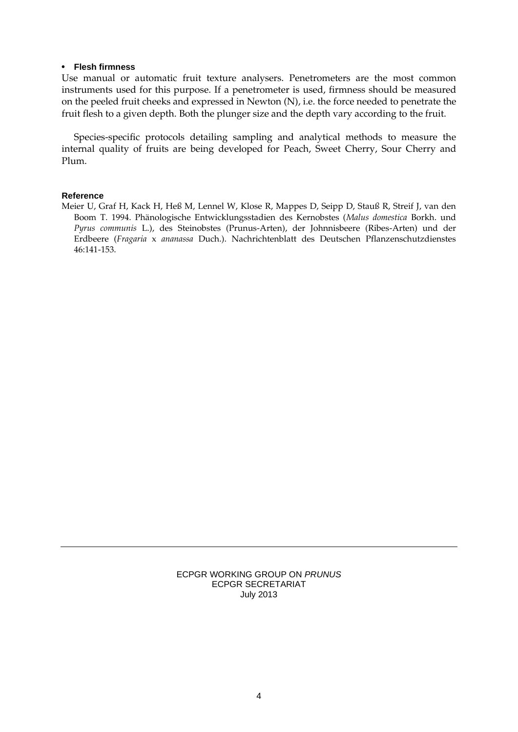- **Flesh firmness**

Use manual or automatic fruit texture analysers. Penetrometers are the most common instruments used for this purpose. If a penetrometer is used, firmness should be measured on the peeled fruit cheeks and expressed in Newton (N), i.e. the force needed to penetrate the fruit flesh to a given depth. Both the plunger size and the depth vary according to the fruit.

Species-specific protocols detailing sampling and analytical methods to measure the internal quality of fruits are being developed for Peach, Sweet Cherry, Sour Cherry and Plum.

**Reference**

Meier U, Graf H, Kack H, Heß M, Lennel W, Klose R, Mappes D, Seipp D, Stauß R, Streif J, van den Boom T. 1994. Phänologische Entwicklungsstadien des Kernobstes (*Malus domestica* Borkh. und *Pyrus communis* L.), des Steinobstes (Prunus-Arten), der Johnnisbeere (Ribes-Arten) und der Erdbeere (*Fragaria* x *ananassa* Duch.). Nachrichtenblatt des Deutschen Pflanzenschutzdienstes 46:141-153.

ECPGR WORKING GROUP ON *PRUNUS*
ECPGR SECRETARIAT
July 2013